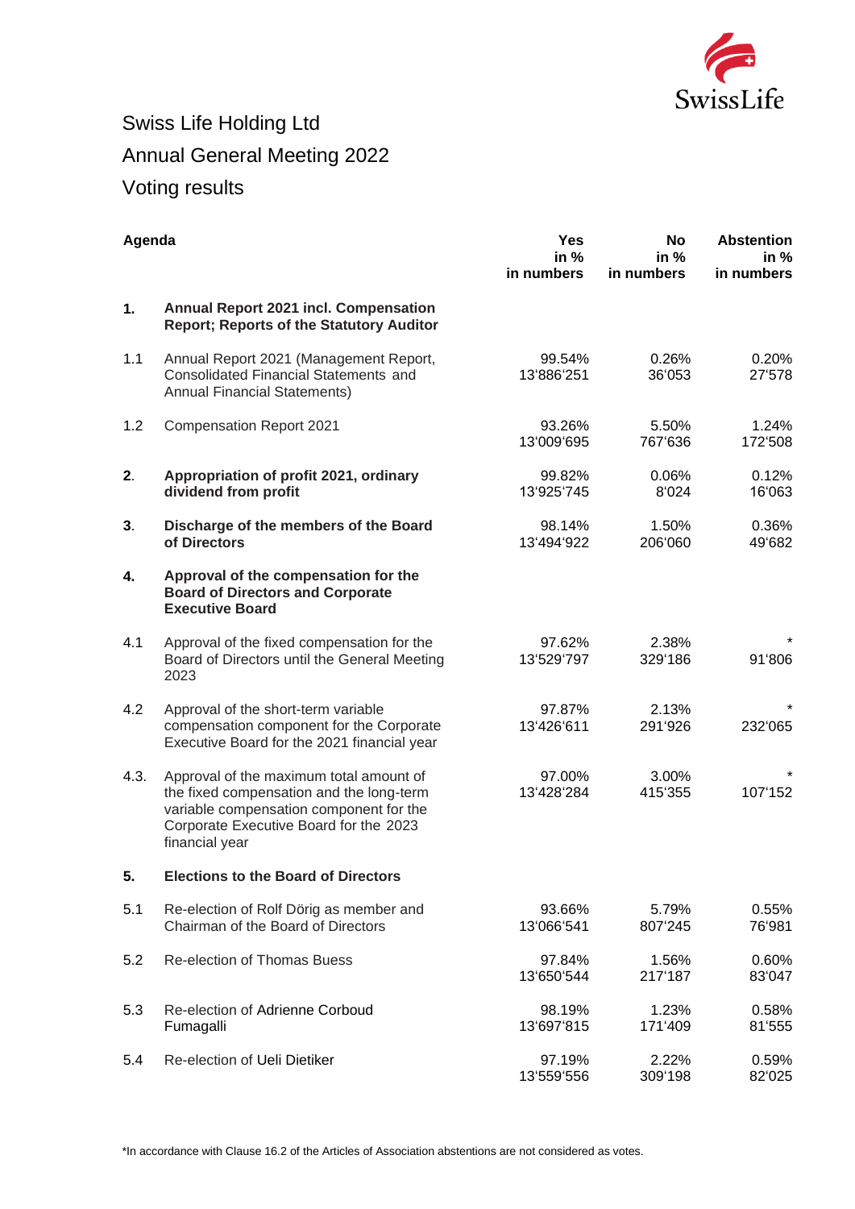# Swiss Life Holding Ltd

## Annual General Meeting 2022

## Voting results

| | Agenda | Yes in % in numbers | No in % in numbers | Abstention in % in numbers |
|---|---|---|---|---|
| **1.** | **Annual Report 2021 incl. Compensation Report; Reports of the Statutory Auditor** | | | |
| 1.1 | Annual Report 2021 (Management Report, Consolidated Financial Statements and Annual Financial Statements) | 99.54%<br>13'886'251 | 0.26%<br>36'053 | 0.20%<br>27'578 |
| 1.2 | Compensation Report 2021 | 93.26%<br>13'009'695 | 5.50%<br>767'636 | 1.24%<br>172'508 |
| **2.** | **Appropriation of profit 2021, ordinary dividend from profit** | 99.82%<br>13'925'745 | 0.06%<br>8'024 | 0.12%<br>16'063 |
| **3.** | **Discharge of the members of the Board of Directors** | 98.14%<br>13'494'922 | 1.50%<br>206'060 | 0.36%<br>49'682 |
| **4.** | **Approval of the compensation for the Board of Directors and Corporate Executive Board** | | | |
| 4.1 | Approval of the fixed compensation for the Board of Directors until the General Meeting 2023 | 97.62%<br>13'529'797 | 2.38%<br>329'186 | *<br>91'806 |
| 4.2 | Approval of the short-term variable compensation component for the Corporate Executive Board for the 2021 financial year | 97.87%<br>13'426'611 | 2.13%<br>291'926 | *<br>232'065 |
| 4.3. | Approval of the maximum total amount of the fixed compensation and the long-term variable compensation component for the Corporate Executive Board for the 2023 financial year | 97.00%<br>13'428'284 | 3.00%<br>415'355 | *<br>107'152 |
| **5.** | **Elections to the Board of Directors** | | | |
| 5.1 | Re-election of Rolf Dörig as member and Chairman of the Board of Directors | 93.66%<br>13'066'541 | 5.79%<br>807'245 | 0.55%<br>76'981 |
| 5.2 | Re-election of Thomas Buess | 97.84%<br>13'650'544 | 1.56%<br>217'187 | 0.60%<br>83'047 |
| 5.3 | Re-election of Adrienne Corboud Fumagalli | 98.19%<br>13'697'815 | 1.23%<br>171'409 | 0.58%<br>81'555 |
| 5.4 | Re-election of Ueli Dietiker | 97.19%<br>13'559'556 | 2.22%<br>309'198 | 0.59%<br>82'025 |

*In accordance with Clause 16.2 of the Articles of Association abstentions are not considered as votes.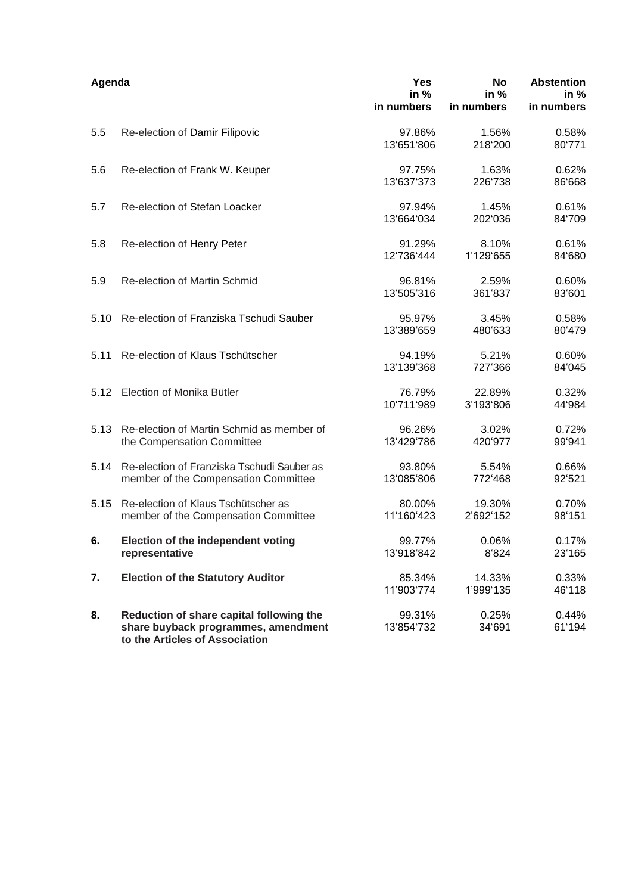| Agenda | | Yes in % in numbers | No in % in numbers | Abstention in % in numbers |
|---|---|---|---|---|
| 5.5 | Re-election of Damir Filipovic | 97.86% 13'651'806 | 1.56% 218'200 | 0.58% 80'771 |
| 5.6 | Re-election of Frank W. Keuper | 97.75% 13'637'373 | 1.63% 226'738 | 0.62% 86'668 |
| 5.7 | Re-election of Stefan Loacker | 97.94% 13'664'034 | 1.45% 202'036 | 0.61% 84'709 |
| 5.8 | Re-election of Henry Peter | 91.29% 12'736'444 | 8.10% 1'129'655 | 0.61% 84'680 |
| 5.9 | Re-election of Martin Schmid | 96.81% 13'505'316 | 2.59% 361'837 | 0.60% 83'601 |
| 5.10 | Re-election of Franziska Tschudi Sauber | 95.97% 13'389'659 | 3.45% 480'633 | 0.58% 80'479 |
| 5.11 | Re-election of Klaus Tschütscher | 94.19% 13'139'368 | 5.21% 727'366 | 0.60% 84'045 |
| 5.12 | Election of Monika Bütler | 76.79% 10'711'989 | 22.89% 3'193'806 | 0.32% 44'984 |
| 5.13 | Re-election of Martin Schmid as member of the Compensation Committee | 96.26% 13'429'786 | 3.02% 420'977 | 0.72% 99'941 |
| 5.14 | Re-election of Franziska Tschudi Sauber as member of the Compensation Committee | 93.80% 13'085'806 | 5.54% 772'468 | 0.66% 92'521 |
| 5.15 | Re-election of Klaus Tschütscher as member of the Compensation Committee | 80.00% 11'160'423 | 19.30% 2'692'152 | 0.70% 98'151 |
| **6.** | **Election of the independent voting representative** | 99.77% 13'918'842 | 0.06% 8'824 | 0.17% 23'165 |
| **7.** | **Election of the Statutory Auditor** | 85.34% 11'903'774 | 14.33% 1'999'135 | 0.33% 46'118 |
| **8.** | **Reduction of share capital following the share buyback programmes, amendment to the Articles of Association** | 99.31% 13'854'732 | 0.25% 34'691 | 0.44% 61'194 |